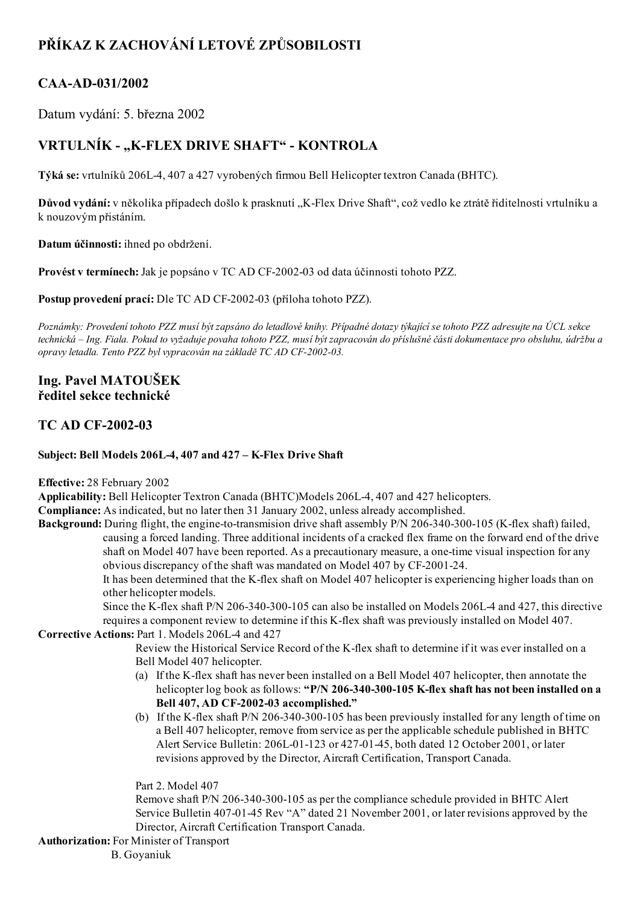# PŘÍKAZ K ZACHOVÁNÍ LETOVÉ ZPŮSOBILOSTI

## CAA-AD-031/2002

Datum vydání: 5. března 2002

## VRTULNÍK - „K-FLEX DRIVE SHAFT“ - KONTROLA

**Týká se:** vrtulníků 206L-4, 407 a 427 vyrobených firmou Bell Helicopter textron Canada (BHTC).

**Důvod vydání:** v několika případech došlo k prasknutí „K-Flex Drive Shaft“, což vedlo ke ztrátě řiditelnosti vrtulníku a k nouzovým přistáním.

**Datum účinnosti:** ihned po obdržení.

**Provést v termínech:** Jak je popsáno v TC AD CF-2002-03 od data účinnosti tohoto PZZ.

**Postup provedení prací:** Dle TC AD CF-2002-03 (příloha tohoto PZZ).

*Poznámky: Provedení tohoto PZZ musí být zapsáno do letadlové knihy. Případné dotazy týkající se tohoto PZZ adresujte na ÚCL sekce technická – Ing. Fiala. Pokud to vyžaduje povaha tohoto PZZ, musí být zapracován do příslušné části dokumentace pro obsluhu, údržbu a opravy letadla. Tento PZZ byl vypracován na základě TC AD CF-2002-03.*

**Ing. Pavel MATOUŠEK**
**ředitel sekce technické**

## TC AD CF-2002-03

**Subject: Bell Models 206L-4, 407 and 427 – K-Flex Drive Shaft**

**Effective:** 28 February 2002

**Applicability:** Bell Helicopter Textron Canada (BHTC)Models 206L-4, 407 and 427 helicopters.

**Compliance:** As indicated, but no later then 31 January 2002, unless already accomplished.

**Background:** During flight, the engine-to-transmision drive shaft assembly P/N 206-340-300-105 (K-flex shaft) failed, causing a forced landing. Three additional incidents of a cracked flex frame on the forward end of the drive shaft on Model 407 have been reported. As a precautionary measure, a one-time visual inspection for any obvious discrepancy of the shaft was mandated on Model 407 by CF-2001-24.

It has been determined that the K-flex shaft on Model 407 helicopter is experiencing higher loads than on other helicopter models.

Since the K-flex shaft P/N 206-340-300-105 can also be installed on Models 206L-4 and 427, this directive requires a component review to determine if this K-flex shaft was previously installed on Model 407.

**Corrective Actions:** Part 1. Models 206L-4 and 427

Review the Historical Service Record of the K-flex shaft to determine if it was ever installed on a Bell Model 407 helicopter.

(a) If the K-flex shaft has never been installed on a Bell Model 407 helicopter, then annotate the helicopter log book as follows: **“P/N 206-340-300-105 K-flex shaft has not been installed on a Bell 407, AD CF-2002-03 accomplished.”**

(b) If the K-flex shaft P/N 206-340-300-105 has been previously installed for any length of time on a Bell 407 helicopter, remove from service as per the applicable schedule published in BHTC Alert Service Bulletin: 206L-01-123 or 427-01-45, both dated 12 October 2001, or later revisions approved by the Director, Aircraft Certification, Transport Canada.

Part 2. Model 407

Remove shaft P/N 206-340-300-105 as per the compliance schedule provided in BHTC Alert Service Bulletin 407-01-45 Rev “A” dated 21 November 2001, or later revisions approved by the Director, Aircraft Certification Transport Canada.

**Authorization:** For Minister of Transport
B. Goyaniuk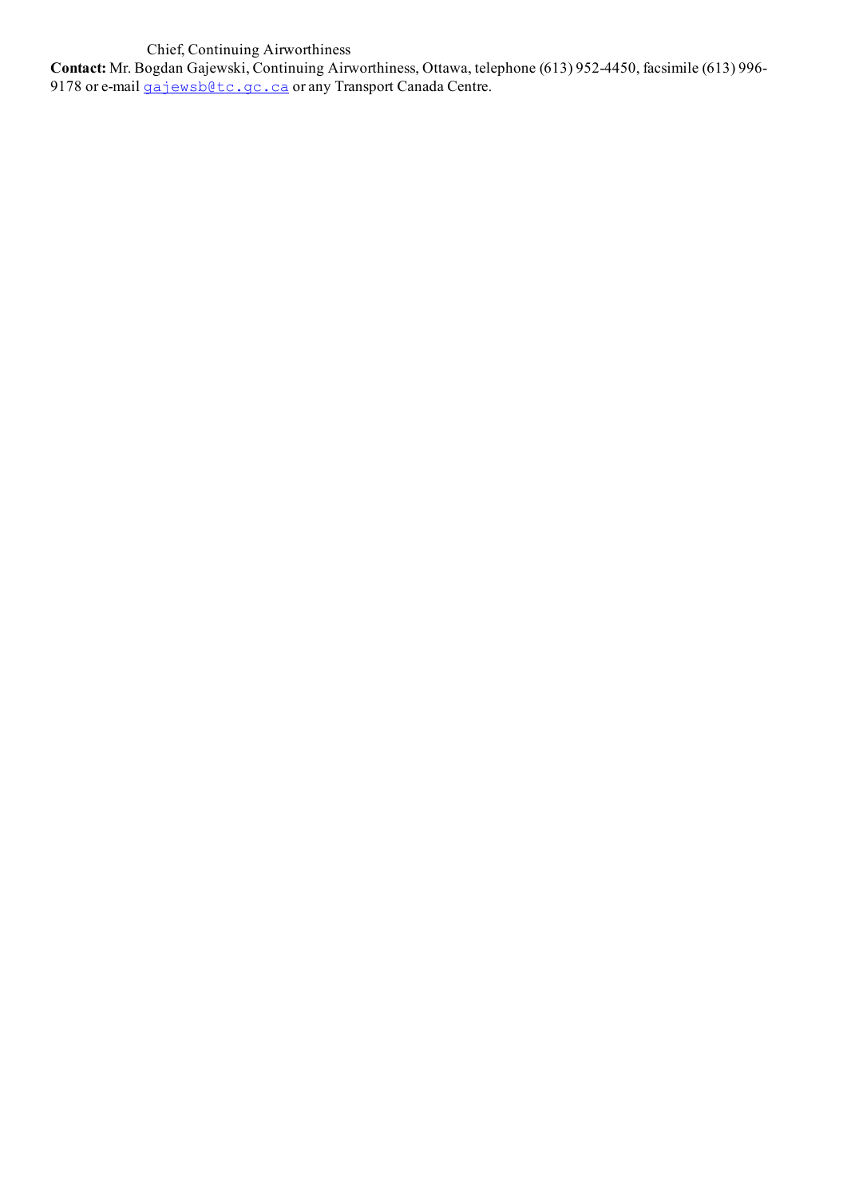Chief, Continuing Airworthiness

**Contact:** Mr. Bogdan Gajewski, Continuing Airworthiness, Ottawa, telephone (613) 952-4450, facsimile (613) 996-9178 or e-mail gajewsb@tc.gc.ca or any Transport Canada Centre.